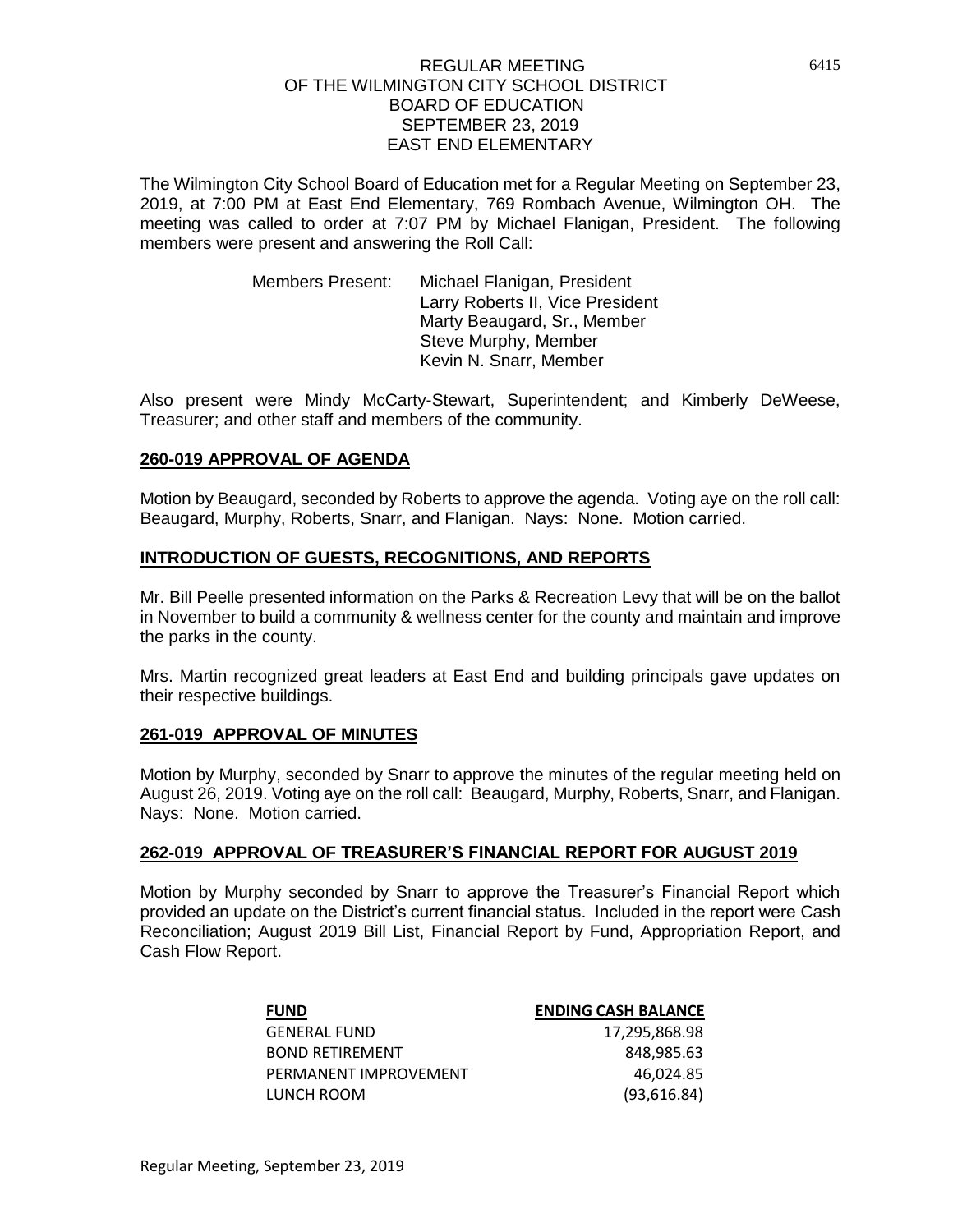# REGULAR MEETING
# OF THE WILMINGTON CITY SCHOOL DISTRICT
# BOARD OF EDUCATION
# SEPTEMBER 23, 2019
# EAST END ELEMENTARY

The Wilmington City School Board of Education met for a Regular Meeting on September 23, 2019, at 7:00 PM at East End Elementary, 769 Rombach Avenue, Wilmington OH. The meeting was called to order at 7:07 PM by Michael Flanigan, President. The following members were present and answering the Roll Call:

Members Present:
- Michael Flanigan, President
- Larry Roberts II, Vice President
- Marty Beaugard, Sr., Member
- Steve Murphy, Member
- Kevin N. Snarr, Member

Also present were Mindy McCarty-Stewart, Superintendent; and Kimberly DeWeese, Treasurer; and other staff and members of the community.

## 260-019 APPROVAL OF AGENDA

Motion by Beaugard, seconded by Roberts to approve the agenda. Voting aye on the roll call: Beaugard, Murphy, Roberts, Snarr, and Flanigan. Nays: None. Motion carried.

## INTRODUCTION OF GUESTS, RECOGNITIONS, AND REPORTS

Mr. Bill Peelle presented information on the Parks & Recreation Levy that will be on the ballot in November to build a community & wellness center for the county and maintain and improve the parks in the county.

Mrs. Martin recognized great leaders at East End and building principals gave updates on their respective buildings.

## 261-019 APPROVAL OF MINUTES

Motion by Murphy, seconded by Snarr to approve the minutes of the regular meeting held on August 26, 2019. Voting aye on the roll call: Beaugard, Murphy, Roberts, Snarr, and Flanigan. Nays: None. Motion carried.

## 262-019 APPROVAL OF TREASURER'S FINANCIAL REPORT FOR AUGUST 2019

Motion by Murphy seconded by Snarr to approve the Treasurer's Financial Report which provided an update on the District's current financial status. Included in the report were Cash Reconciliation; August 2019 Bill List, Financial Report by Fund, Appropriation Report, and Cash Flow Report.

| FUND | ENDING CASH BALANCE |
|---|---|
| GENERAL FUND | 17,295,868.98 |
| BOND RETIREMENT | 848,985.63 |
| PERMANENT IMPROVEMENT | 46,024.85 |
| LUNCH ROOM | (93,616.84) |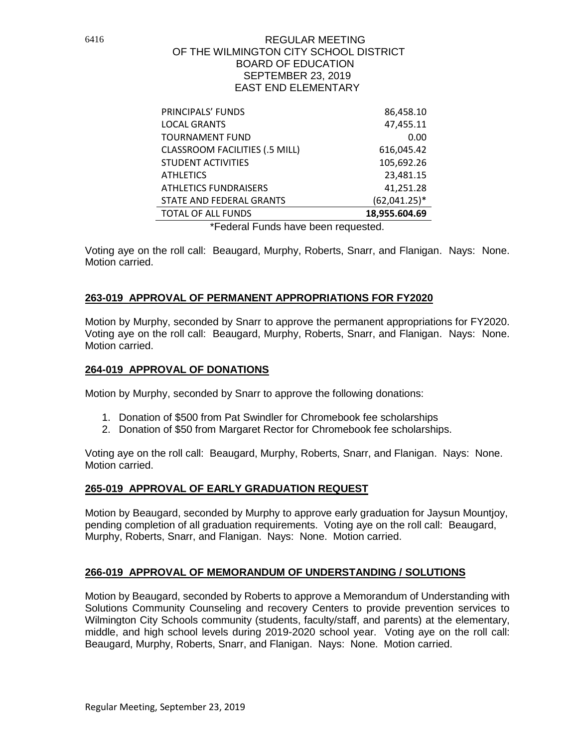| | |
|---|---|
| PRINCIPALS' FUNDS | 86,458.10 |
| LOCAL GRANTS | 47,455.11 |
| TOURNAMENT FUND | 0.00 |
| CLASSROOM FACILITIES (.5 MILL) | 616,045.42 |
| STUDENT ACTIVITIES | 105,692.26 |
| ATHLETICS | 23,481.15 |
| ATHLETICS FUNDRAISERS | 41,251.28 |
| STATE AND FEDERAL GRANTS | (62,041.25)* |
| TOTAL OF ALL FUNDS | **18,955.604.69** |

*Federal Funds have been requested.

Voting aye on the roll call: Beaugard, Murphy, Roberts, Snarr, and Flanigan. Nays: None. Motion carried.

## 263-019 APPROVAL OF PERMANENT APPROPRIATIONS FOR FY2020

Motion by Murphy, seconded by Snarr to approve the permanent appropriations for FY2020. Voting aye on the roll call: Beaugard, Murphy, Roberts, Snarr, and Flanigan. Nays: None. Motion carried.

## 264-019 APPROVAL OF DONATIONS

Motion by Murphy, seconded by Snarr to approve the following donations:

1. Donation of $500 from Pat Swindler for Chromebook fee scholarships
2. Donation of $50 from Margaret Rector for Chromebook fee scholarships.

Voting aye on the roll call: Beaugard, Murphy, Roberts, Snarr, and Flanigan. Nays: None. Motion carried.

## 265-019 APPROVAL OF EARLY GRADUATION REQUEST

Motion by Beaugard, seconded by Murphy to approve early graduation for Jaysun Mountjoy, pending completion of all graduation requirements. Voting aye on the roll call: Beaugard, Murphy, Roberts, Snarr, and Flanigan. Nays: None. Motion carried.

## 266-019 APPROVAL OF MEMORANDUM OF UNDERSTANDING / SOLUTIONS

Motion by Beaugard, seconded by Roberts to approve a Memorandum of Understanding with Solutions Community Counseling and recovery Centers to provide prevention services to Wilmington City Schools community (students, faculty/staff, and parents) at the elementary, middle, and high school levels during 2019-2020 school year. Voting aye on the roll call: Beaugard, Murphy, Roberts, Snarr, and Flanigan. Nays: None. Motion carried.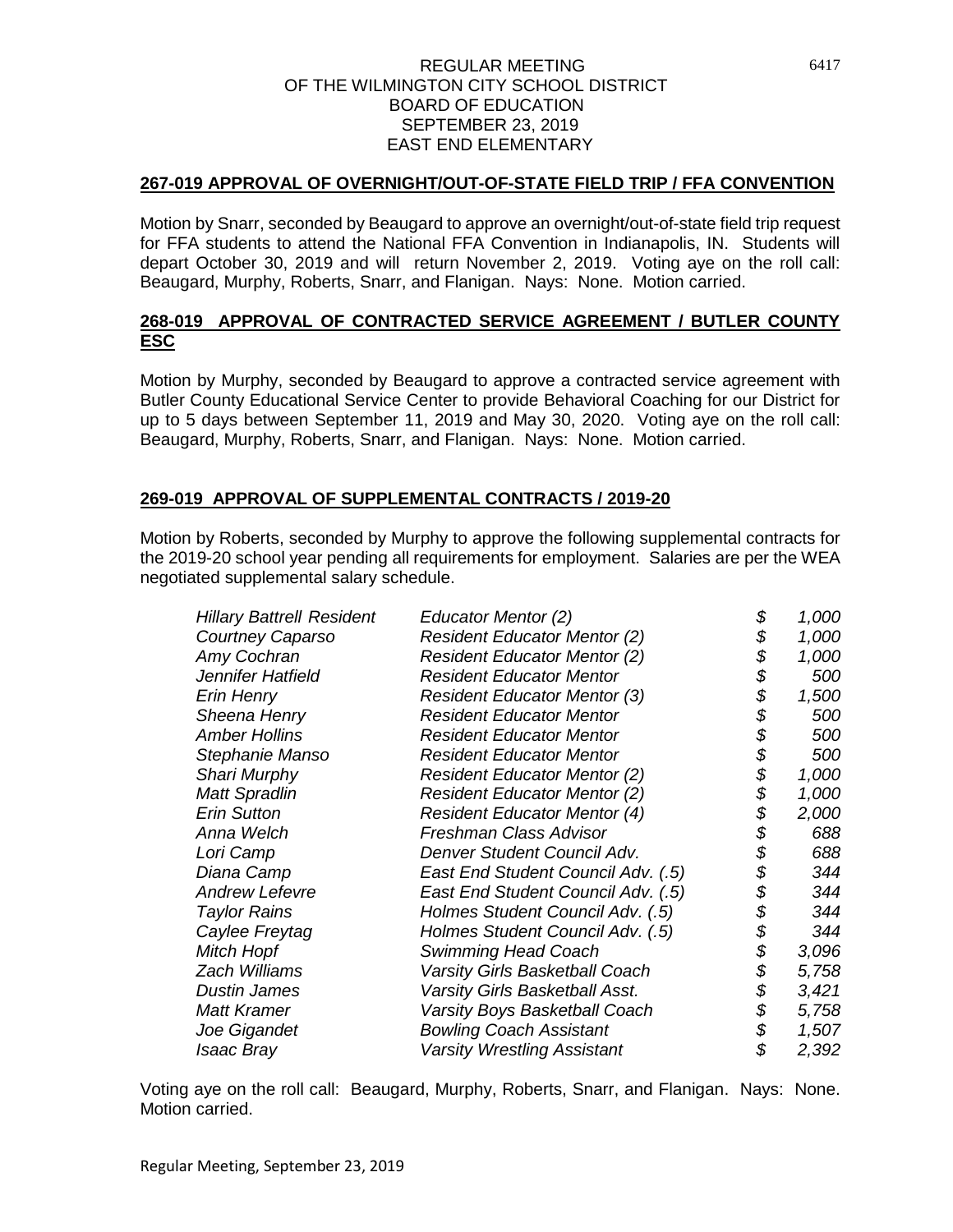REGULAR MEETING
OF THE WILMINGTON CITY SCHOOL DISTRICT
BOARD OF EDUCATION
SEPTEMBER 23, 2019
EAST END ELEMENTARY

## **267-019 APPROVAL OF OVERNIGHT/OUT-OF-STATE FIELD TRIP / FFA CONVENTION**

Motion by Snarr, seconded by Beaugard to approve an overnight/out-of-state field trip request for FFA students to attend the National FFA Convention in Indianapolis, IN. Students will depart October 30, 2019 and will return November 2, 2019. Voting aye on the roll call: Beaugard, Murphy, Roberts, Snarr, and Flanigan. Nays: None. Motion carried.

## **268-019 APPROVAL OF CONTRACTED SERVICE AGREEMENT / BUTLER COUNTY ESC**

Motion by Murphy, seconded by Beaugard to approve a contracted service agreement with Butler County Educational Service Center to provide Behavioral Coaching for our District for up to 5 days between September 11, 2019 and May 30, 2020. Voting aye on the roll call: Beaugard, Murphy, Roberts, Snarr, and Flanigan. Nays: None. Motion carried.

## **269-019 APPROVAL OF SUPPLEMENTAL CONTRACTS / 2019-20**

Motion by Roberts, seconded by Murphy to approve the following supplemental contracts for the 2019-20 school year pending all requirements for employment. Salaries are per the WEA negotiated supplemental salary schedule.

| | | |
|---|---|---|
| *Hillary Battrell* | *Resident Educator Mentor (2)* | *$ 1,000* |
| *Courtney Caparso* | *Resident Educator Mentor (2)* | *$ 1,000* |
| *Amy Cochran* | *Resident Educator Mentor (2)* | *$ 1,000* |
| *Jennifer Hatfield* | *Resident Educator Mentor* | *$ 500* |
| *Erin Henry* | *Resident Educator Mentor (3)* | *$ 1,500* |
| *Sheena Henry* | *Resident Educator Mentor* | *$ 500* |
| *Amber Hollins* | *Resident Educator Mentor* | *$ 500* |
| *Stephanie Manso* | *Resident Educator Mentor* | *$ 500* |
| *Shari Murphy* | *Resident Educator Mentor (2)* | *$ 1,000* |
| *Matt Spradlin* | *Resident Educator Mentor (2)* | *$ 1,000* |
| *Erin Sutton* | *Resident Educator Mentor (4)* | *$ 2,000* |
| *Anna Welch* | *Freshman Class Advisor* | *$ 688* |
| *Lori Camp* | *Denver Student Council Adv.* | *$ 688* |
| *Diana Camp* | *East End Student Council Adv. (.5)* | *$ 344* |
| *Andrew Lefevre* | *East End Student Council Adv. (.5)* | *$ 344* |
| *Taylor Rains* | *Holmes Student Council Adv. (.5)* | *$ 344* |
| *Caylee Freytag* | *Holmes Student Council Adv. (.5)* | *$ 344* |
| *Mitch Hopf* | *Swimming Head Coach* | *$ 3,096* |
| *Zach Williams* | *Varsity Girls Basketball Coach* | *$ 5,758* |
| *Dustin James* | *Varsity Girls Basketball Asst.* | *$ 3,421* |
| *Matt Kramer* | *Varsity Boys Basketball Coach* | *$ 5,758* |
| *Joe Gigandet* | *Bowling Coach Assistant* | *$ 1,507* |
| *Isaac Bray* | *Varsity Wrestling Assistant* | *$ 2,392* |

Voting aye on the roll call: Beaugard, Murphy, Roberts, Snarr, and Flanigan. Nays: None. Motion carried.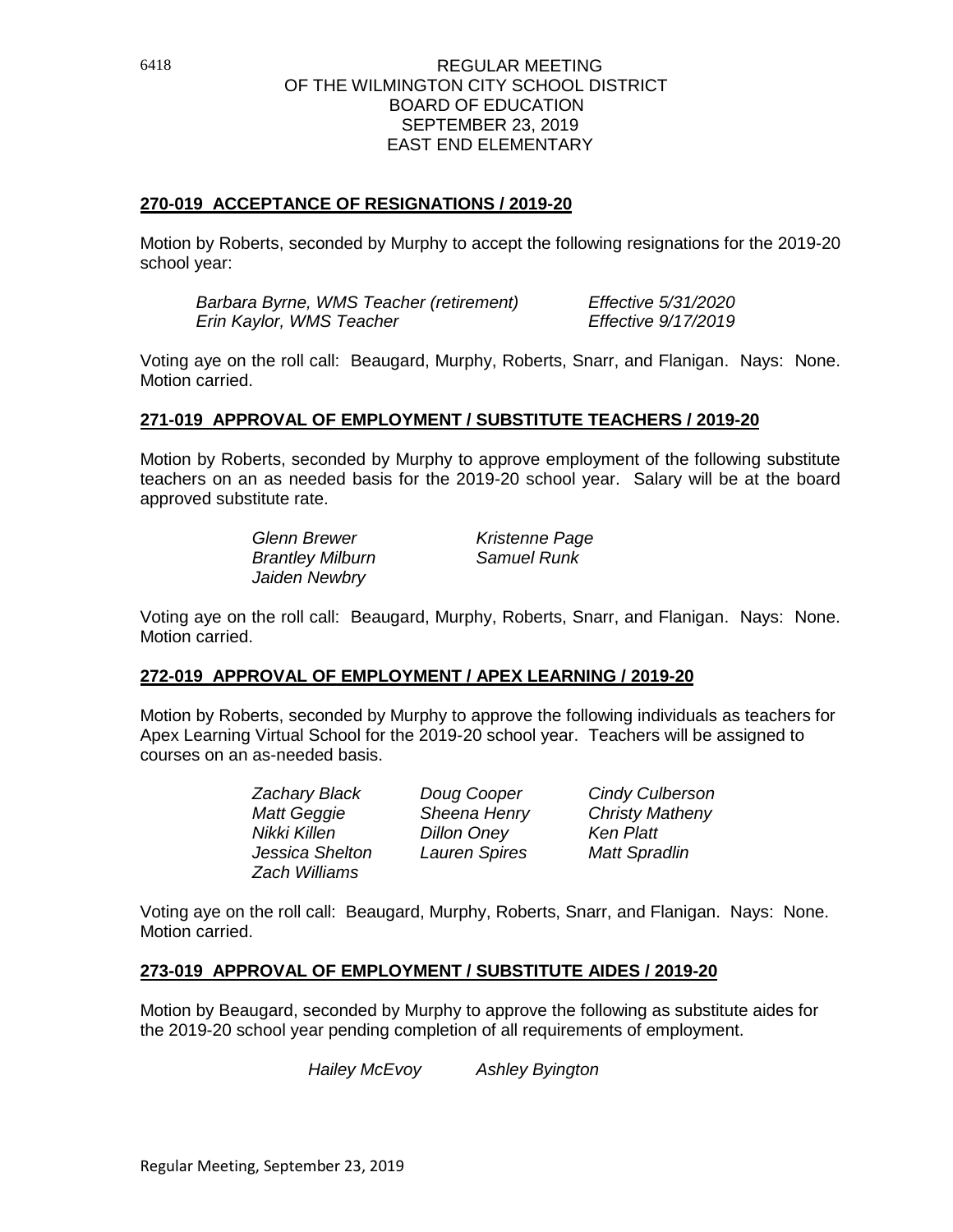REGULAR MEETING
OF THE WILMINGTON CITY SCHOOL DISTRICT
BOARD OF EDUCATION
SEPTEMBER 23, 2019
EAST END ELEMENTARY

**270-019 ACCEPTANCE OF RESIGNATIONS / 2019-20**

Motion by Roberts, seconded by Murphy to accept the following resignations for the 2019-20 school year:

| | |
|---|---|
| *Barbara Byrne, WMS Teacher (retirement)* | *Effective 5/31/2020* |
| *Erin Kaylor, WMS Teacher* | *Effective 9/17/2019* |

Voting aye on the roll call: Beaugard, Murphy, Roberts, Snarr, and Flanigan. Nays: None. Motion carried.

**271-019 APPROVAL OF EMPLOYMENT / SUBSTITUTE TEACHERS / 2019-20**

Motion by Roberts, seconded by Murphy to approve employment of the following substitute teachers on an as needed basis for the 2019-20 school year. Salary will be at the board approved substitute rate.

| | |
|---|---|
| *Glenn Brewer* | *Kristenne Page* |
| *Brantley Milburn* | *Samuel Runk* |
| *Jaiden Newbry* | |

Voting aye on the roll call: Beaugard, Murphy, Roberts, Snarr, and Flanigan. Nays: None. Motion carried.

**272-019 APPROVAL OF EMPLOYMENT / APEX LEARNING / 2019-20**

Motion by Roberts, seconded by Murphy to approve the following individuals as teachers for Apex Learning Virtual School for the 2019-20 school year. Teachers will be assigned to courses on an as-needed basis.

| | | |
|---|---|---|
| *Zachary Black* | *Doug Cooper* | *Cindy Culberson* |
| *Matt Geggie* | *Sheena Henry* | *Christy Matheny* |
| *Nikki Killen* | *Dillon Oney* | *Ken Platt* |
| *Jessica Shelton* | *Lauren Spires* | *Matt Spradlin* |
| *Zach Williams* | | |

Voting aye on the roll call: Beaugard, Murphy, Roberts, Snarr, and Flanigan. Nays: None. Motion carried.

**273-019 APPROVAL OF EMPLOYMENT / SUBSTITUTE AIDES / 2019-20**

Motion by Beaugard, seconded by Murphy to approve the following as substitute aides for the 2019-20 school year pending completion of all requirements of employment.

*Hailey McEvoy* *Ashley Byington*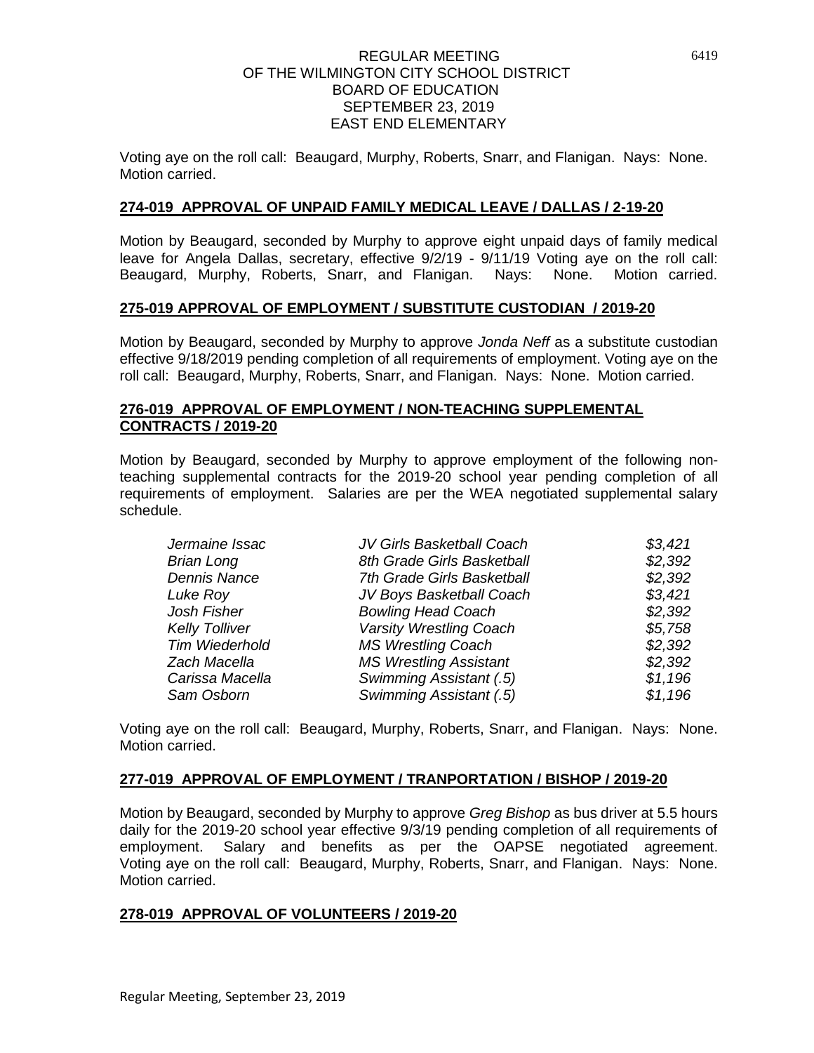Voting aye on the roll call: Beaugard, Murphy, Roberts, Snarr, and Flanigan. Nays: None. Motion carried.

## 274-019 APPROVAL OF UNPAID FAMILY MEDICAL LEAVE / DALLAS / 2-19-20

Motion by Beaugard, seconded by Murphy to approve eight unpaid days of family medical leave for Angela Dallas, secretary, effective 9/2/19 - 9/11/19 Voting aye on the roll call: Beaugard, Murphy, Roberts, Snarr, and Flanigan. Nays: None. Motion carried.

## 275-019 APPROVAL OF EMPLOYMENT / SUBSTITUTE CUSTODIAN / 2019-20

Motion by Beaugard, seconded by Murphy to approve *Jonda Neff* as a substitute custodian effective 9/18/2019 pending completion of all requirements of employment. Voting aye on the roll call: Beaugard, Murphy, Roberts, Snarr, and Flanigan. Nays: None. Motion carried.

## 276-019 APPROVAL OF EMPLOYMENT / NON-TEACHING SUPPLEMENTAL CONTRACTS / 2019-20

Motion by Beaugard, seconded by Murphy to approve employment of the following non-teaching supplemental contracts for the 2019-20 school year pending completion of all requirements of employment. Salaries are per the WEA negotiated supplemental salary schedule.

| | | |
|---|---|---|
| *Jermaine Issac* | *JV Girls Basketball Coach* | *$3,421* |
| *Brian Long* | *8th Grade Girls Basketball* | *$2,392* |
| *Dennis Nance* | *7th Grade Girls Basketball* | *$2,392* |
| *Luke Roy* | *JV Boys Basketball Coach* | *$3,421* |
| *Josh Fisher* | *Bowling Head Coach* | *$2,392* |
| *Kelly Tolliver* | *Varsity Wrestling Coach* | *$5,758* |
| *Tim Wiederhold* | *MS Wrestling Coach* | *$2,392* |
| *Zach Macella* | *MS Wrestling Assistant* | *$2,392* |
| *Carissa Macella* | *Swimming Assistant (.5)* | *$1,196* |
| *Sam Osborn* | *Swimming Assistant (.5)* | *$1,196* |

Voting aye on the roll call: Beaugard, Murphy, Roberts, Snarr, and Flanigan. Nays: None. Motion carried.

## 277-019 APPROVAL OF EMPLOYMENT / TRANPORTATION / BISHOP / 2019-20

Motion by Beaugard, seconded by Murphy to approve *Greg Bishop* as bus driver at 5.5 hours daily for the 2019-20 school year effective 9/3/19 pending completion of all requirements of employment. Salary and benefits as per the OAPSE negotiated agreement. Voting aye on the roll call: Beaugard, Murphy, Roberts, Snarr, and Flanigan. Nays: None. Motion carried.

## 278-019 APPROVAL OF VOLUNTEERS / 2019-20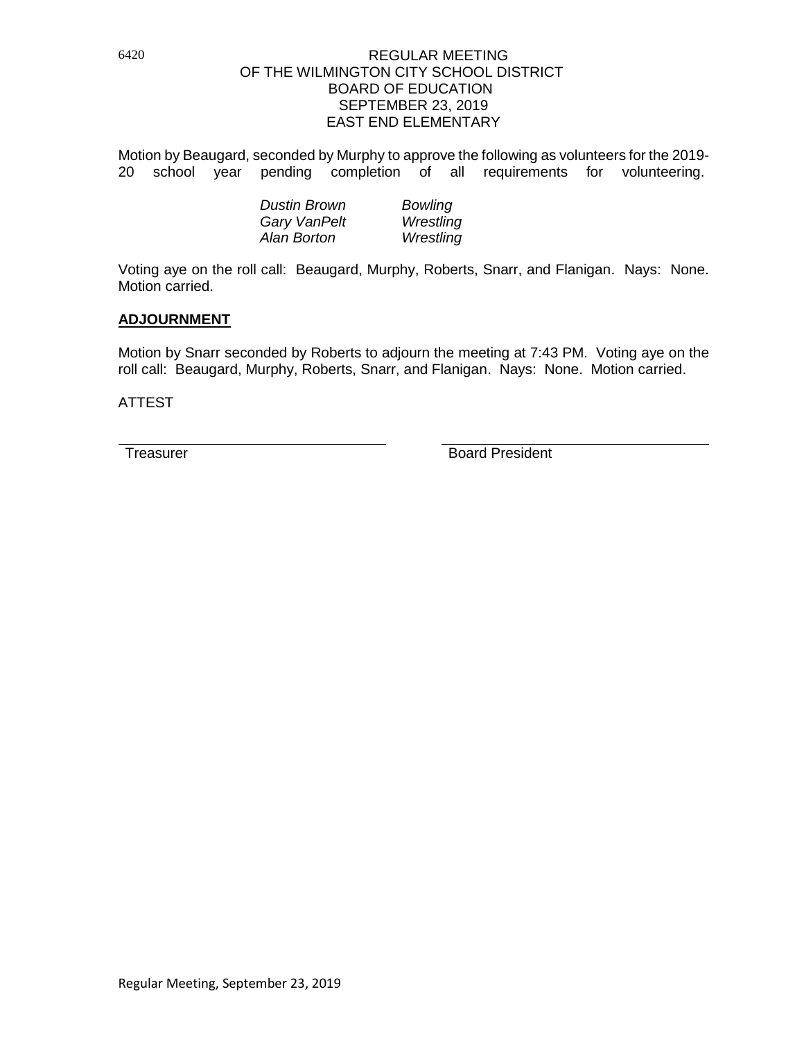REGULAR MEETING
OF THE WILMINGTON CITY SCHOOL DISTRICT
BOARD OF EDUCATION
SEPTEMBER 23, 2019
EAST END ELEMENTARY

Motion by Beaugard, seconded by Murphy to approve the following as volunteers for the 2019-20 school year pending completion of all requirements for volunteering.

| | |
|---|---|
| *Dustin Brown* | *Bowling* |
| *Gary VanPelt* | *Wrestling* |
| *Alan Borton* | *Wrestling* |

Voting aye on the roll call: Beaugard, Murphy, Roberts, Snarr, and Flanigan. Nays: None. Motion carried.

**ADJOURNMENT**

Motion by Snarr seconded by Roberts to adjourn the meeting at 7:43 PM. Voting aye on the roll call: Beaugard, Murphy, Roberts, Snarr, and Flanigan. Nays: None. Motion carried.

ATTEST

Treasurer

Board President